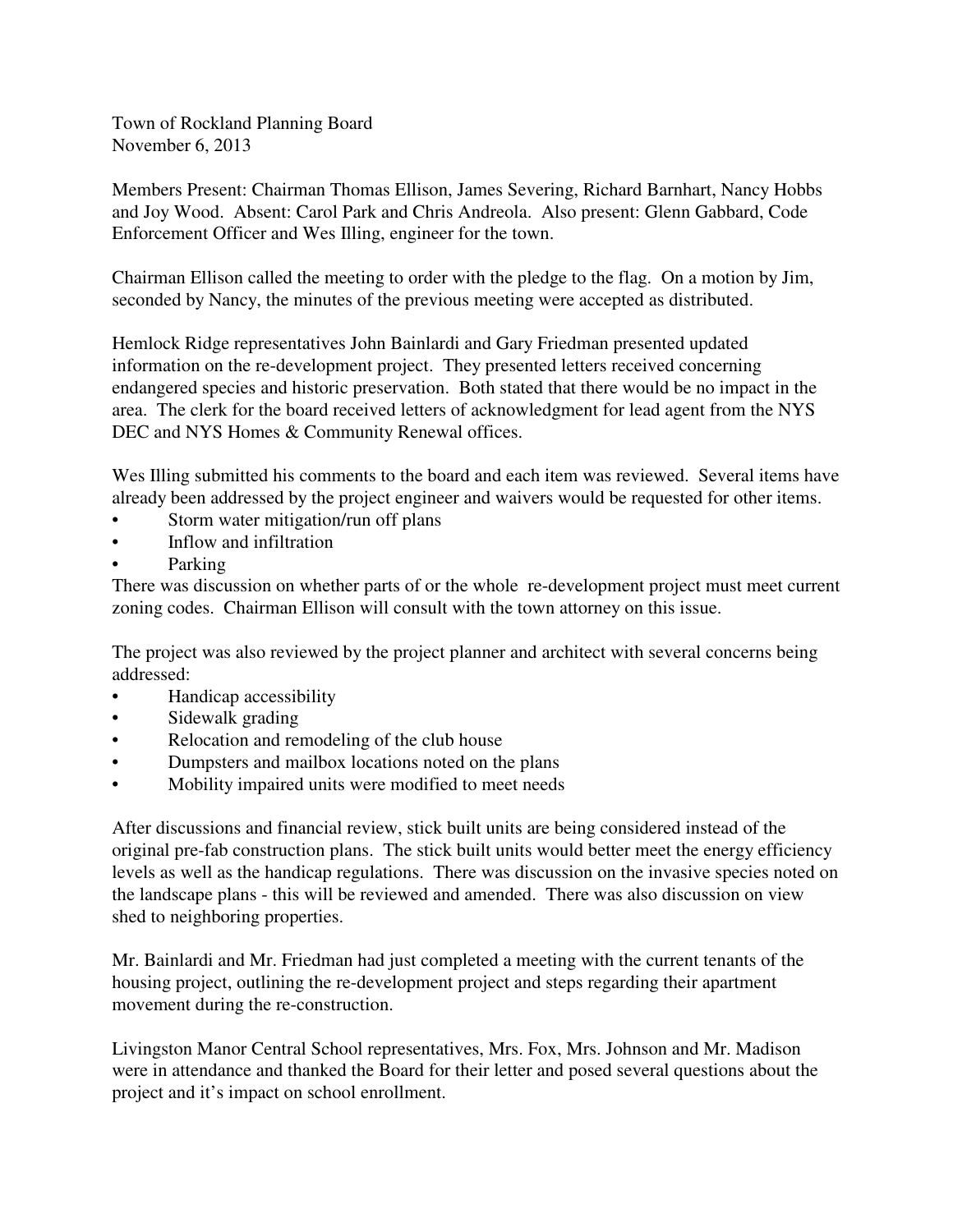Town of Rockland Planning Board
November 6, 2013

Members Present: Chairman Thomas Ellison, James Severing, Richard Barnhart, Nancy Hobbs and Joy Wood. Absent: Carol Park and Chris Andreola. Also present: Glenn Gabbard, Code Enforcement Officer and Wes Illing, engineer for the town.

Chairman Ellison called the meeting to order with the pledge to the flag. On a motion by Jim, seconded by Nancy, the minutes of the previous meeting were accepted as distributed.

Hemlock Ridge representatives John Bainlardi and Gary Friedman presented updated information on the re-development project. They presented letters received concerning endangered species and historic preservation. Both stated that there would be no impact in the area. The clerk for the board received letters of acknowledgment for lead agent from the NYS DEC and NYS Homes & Community Renewal offices.

Wes Illing submitted his comments to the board and each item was reviewed. Several items have already been addressed by the project engineer and waivers would be requested for other items.

- Storm water mitigation/run off plans
- Inflow and infiltration
- Parking

There was discussion on whether parts of or the whole re-development project must meet current zoning codes. Chairman Ellison will consult with the town attorney on this issue.

The project was also reviewed by the project planner and architect with several concerns being addressed:

- Handicap accessibility
- Sidewalk grading
- Relocation and remodeling of the club house
- Dumpsters and mailbox locations noted on the plans
- Mobility impaired units were modified to meet needs

After discussions and financial review, stick built units are being considered instead of the original pre-fab construction plans. The stick built units would better meet the energy efficiency levels as well as the handicap regulations. There was discussion on the invasive species noted on the landscape plans - this will be reviewed and amended. There was also discussion on view shed to neighboring properties.

Mr. Bainlardi and Mr. Friedman had just completed a meeting with the current tenants of the housing project, outlining the re-development project and steps regarding their apartment movement during the re-construction.

Livingston Manor Central School representatives, Mrs. Fox, Mrs. Johnson and Mr. Madison were in attendance and thanked the Board for their letter and posed several questions about the project and it's impact on school enrollment.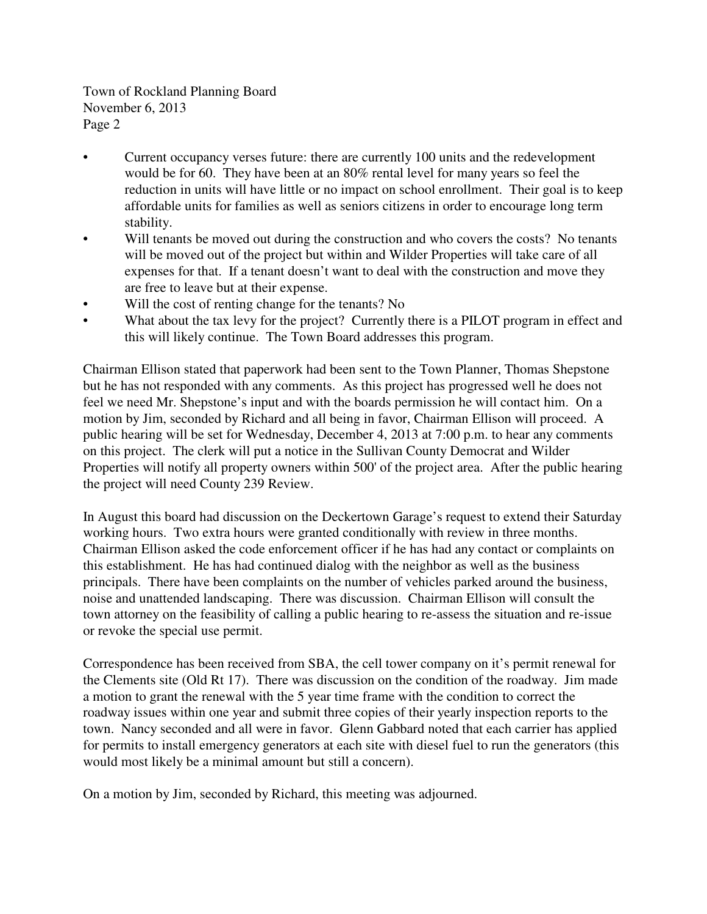- Current occupancy verses future: there are currently 100 units and the redevelopment would be for 60. They have been at an 80% rental level for many years so feel the reduction in units will have little or no impact on school enrollment. Their goal is to keep affordable units for families as well as seniors citizens in order to encourage long term stability.
- Will tenants be moved out during the construction and who covers the costs? No tenants will be moved out of the project but within and Wilder Properties will take care of all expenses for that. If a tenant doesn't want to deal with the construction and move they are free to leave but at their expense.
- Will the cost of renting change for the tenants? No
- What about the tax levy for the project? Currently there is a PILOT program in effect and this will likely continue. The Town Board addresses this program.

Chairman Ellison stated that paperwork had been sent to the Town Planner, Thomas Shepstone but he has not responded with any comments. As this project has progressed well he does not feel we need Mr. Shepstone's input and with the boards permission he will contact him. On a motion by Jim, seconded by Richard and all being in favor, Chairman Ellison will proceed. A public hearing will be set for Wednesday, December 4, 2013 at 7:00 p.m. to hear any comments on this project. The clerk will put a notice in the Sullivan County Democrat and Wilder Properties will notify all property owners within 500' of the project area. After the public hearing the project will need County 239 Review.

In August this board had discussion on the Deckertown Garage's request to extend their Saturday working hours. Two extra hours were granted conditionally with review in three months. Chairman Ellison asked the code enforcement officer if he has had any contact or complaints on this establishment. He has had continued dialog with the neighbor as well as the business principals. There have been complaints on the number of vehicles parked around the business, noise and unattended landscaping. There was discussion. Chairman Ellison will consult the town attorney on the feasibility of calling a public hearing to re-assess the situation and re-issue or revoke the special use permit.

Correspondence has been received from SBA, the cell tower company on it's permit renewal for the Clements site (Old Rt 17). There was discussion on the condition of the roadway. Jim made a motion to grant the renewal with the 5 year time frame with the condition to correct the roadway issues within one year and submit three copies of their yearly inspection reports to the town. Nancy seconded and all were in favor. Glenn Gabbard noted that each carrier has applied for permits to install emergency generators at each site with diesel fuel to run the generators (this would most likely be a minimal amount but still a concern).

On a motion by Jim, seconded by Richard, this meeting was adjourned.